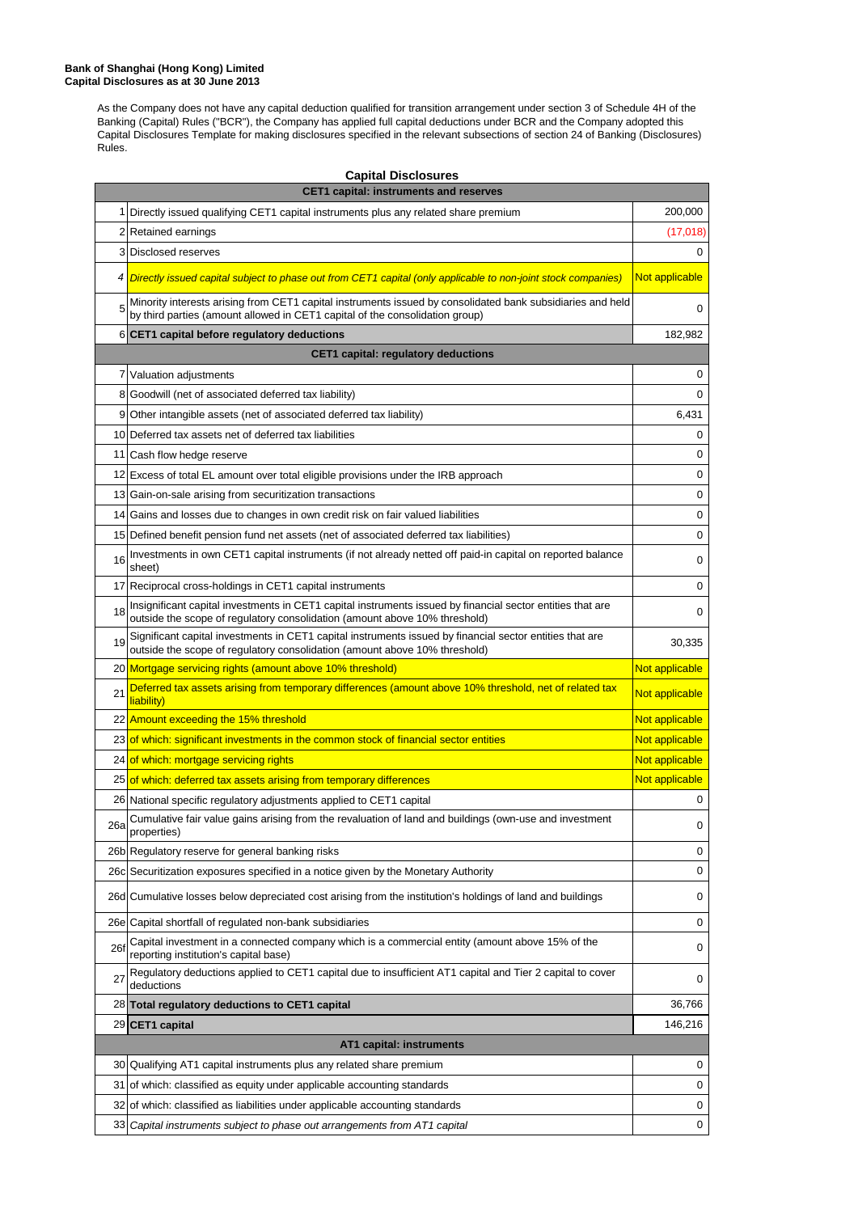**Bank of Shanghai (Hong Kong) Limited**
**Capital Disclosures as at 30 June 2013**

As the Company does not have any capital deduction qualified for transition arrangement under section 3 of Schedule 4H of the Banking (Capital) Rules ("BCR"), the Company has applied full capital deductions under BCR and the Company adopted this Capital Disclosures Template for making disclosures specified in the relevant subsections of section 24 of Banking (Disclosures) Rules.

## Capital Disclosures

| | | |
|---|---|---|
| | **CET1 capital: instruments and reserves** | |
| 1 | Directly issued qualifying CET1 capital instruments plus any related share premium | 200,000 |
| 2 | Retained earnings | (17,018) |
| 3 | Disclosed reserves | 0 |
| *4* | *Directly issued capital subject to phase out from CET1 capital (only applicable to non-joint stock companies)* | Not applicable |
| 5 | Minority interests arising from CET1 capital instruments issued by consolidated bank subsidiaries and held by third parties (amount allowed in CET1 capital of the consolidation group) | 0 |
| 6 | **CET1 capital before regulatory deductions** | 182,982 |
| | **CET1 capital: regulatory deductions** | |
| 7 | Valuation adjustments | 0 |
| 8 | Goodwill (net of associated deferred tax liability) | 0 |
| 9 | Other intangible assets (net of associated deferred tax liability) | 6,431 |
| 10 | Deferred tax assets net of deferred tax liabilities | 0 |
| 11 | Cash flow hedge reserve | 0 |
| 12 | Excess of total EL amount over total eligible provisions under the IRB approach | 0 |
| 13 | Gain-on-sale arising from securitization transactions | 0 |
| 14 | Gains and losses due to changes in own credit risk on fair valued liabilities | 0 |
| 15 | Defined benefit pension fund net assets (net of associated deferred tax liabilities) | 0 |
| 16 | Investments in own CET1 capital instruments (if not already netted off paid-in capital on reported balance sheet) | 0 |
| 17 | Reciprocal cross-holdings in CET1 capital instruments | 0 |
| 18 | Insignificant capital investments in CET1 capital instruments issued by financial sector entities that are outside the scope of regulatory consolidation (amount above 10% threshold) | 0 |
| 19 | Significant capital investments in CET1 capital instruments issued by financial sector entities that are outside the scope of regulatory consolidation (amount above 10% threshold) | 30,335 |
| 20 | Mortgage servicing rights (amount above 10% threshold) | Not applicable |
| 21 | Deferred tax assets arising from temporary differences (amount above 10% threshold, net of related tax liability) | Not applicable |
| 22 | Amount exceeding the 15% threshold | Not applicable |
| 23 | of which: significant investments in the common stock of financial sector entities | Not applicable |
| 24 | of which: mortgage servicing rights | Not applicable |
| 25 | of which: deferred tax assets arising from temporary differences | Not applicable |
| 26 | National specific regulatory adjustments applied to CET1 capital | 0 |
| 26a | Cumulative fair value gains arising from the revaluation of land and buildings (own-use and investment properties) | 0 |
| 26b | Regulatory reserve for general banking risks | 0 |
| 26c | Securitization exposures specified in a notice given by the Monetary Authority | 0 |
| 26d | Cumulative losses below depreciated cost arising from the institution's holdings of land and buildings | 0 |
| 26e | Capital shortfall of regulated non-bank subsidiaries | 0 |
| 26f | Capital investment in a connected company which is a commercial entity (amount above 15% of the reporting institution's capital base) | 0 |
| 27 | Regulatory deductions applied to CET1 capital due to insufficient AT1 capital and Tier 2 capital to cover deductions | 0 |
| 28 | **Total regulatory deductions to CET1 capital** | 36,766 |
| 29 | **CET1 capital** | 146,216 |
| | **AT1 capital: instruments** | |
| 30 | Qualifying AT1 capital instruments plus any related share premium | 0 |
| 31 | of which: classified as equity under applicable accounting standards | 0 |
| 32 | of which: classified as liabilities under applicable accounting standards | 0 |
| 33 | *Capital instruments subject to phase out arrangements from AT1 capital* | 0 |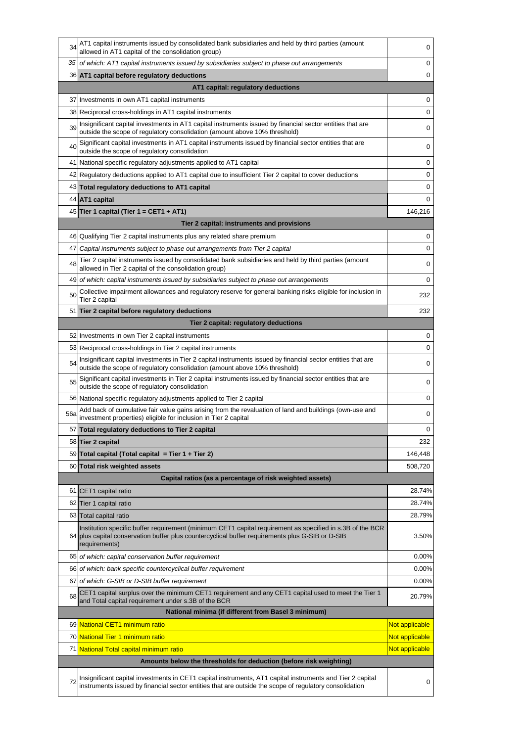| | | |
|---|---|---|
| 34 | AT1 capital instruments issued by consolidated bank subsidiaries and held by third parties (amount allowed in AT1 capital of the consolidation group) | 0 |
| 35 | *of which: AT1 capital instruments issued by subsidiaries subject to phase out arrangements* | 0 |
| 36 | **AT1 capital before regulatory deductions** | 0 |
| | **AT1 capital: regulatory deductions** | |
| 37 | Investments in own AT1 capital instruments | 0 |
| 38 | Reciprocal cross-holdings in AT1 capital instruments | 0 |
| 39 | Insignificant capital investments in AT1 capital instruments issued by financial sector entities that are outside the scope of regulatory consolidation (amount above 10% threshold) | 0 |
| 40 | Significant capital investments in AT1 capital instruments issued by financial sector entities that are outside the scope of regulatory consolidation | 0 |
| 41 | National specific regulatory adjustments applied to AT1 capital | 0 |
| 42 | Regulatory deductions applied to AT1 capital due to insufficient Tier 2 capital to cover deductions | 0 |
| 43 | **Total regulatory deductions to AT1 capital** | 0 |
| 44 | **AT1 capital** | 0 |
| 45 | **Tier 1 capital (Tier 1 = CET1 + AT1)** | 146,216 |
| | **Tier 2 capital: instruments and provisions** | |
| 46 | Qualifying Tier 2 capital instruments plus any related share premium | 0 |
| 47 | *Capital instruments subject to phase out arrangements from Tier 2 capital* | 0 |
| 48 | Tier 2 capital instruments issued by consolidated bank subsidiaries and held by third parties (amount allowed in Tier 2 capital of the consolidation group) | 0 |
| 49 | *of which: capital instruments issued by subsidiaries subject to phase out arrangements* | 0 |
| 50 | Collective impairment allowances and regulatory reserve for general banking risks eligible for inclusion in Tier 2 capital | 232 |
| 51 | **Tier 2 capital before regulatory deductions** | 232 |
| | **Tier 2 capital: regulatory deductions** | |
| 52 | Investments in own Tier 2 capital instruments | 0 |
| 53 | Reciprocal cross-holdings in Tier 2 capital instruments | 0 |
| 54 | Insignificant capital investments in Tier 2 capital instruments issued by financial sector entities that are outside the scope of regulatory consolidation (amount above 10% threshold) | 0 |
| 55 | Significant capital investments in Tier 2 capital instruments issued by financial sector entities that are outside the scope of regulatory consolidation | 0 |
| 56 | National specific regulatory adjustments applied to Tier 2 capital | 0 |
| 56a | Add back of cumulative fair value gains arising from the revaluation of land and buildings (own-use and investment properties) eligible for inclusion in Tier 2 capital | 0 |
| 57 | **Total regulatory deductions to Tier 2 capital** | 0 |
| 58 | **Tier 2 capital** | 232 |
| 59 | **Total capital (Total capital = Tier 1 + Tier 2)** | 146,448 |
| 60 | **Total risk weighted assets** | 508,720 |
| | **Capital ratios (as a percentage of risk weighted assets)** | |
| 61 | CET1 capital ratio | 28.74% |
| 62 | Tier 1 capital ratio | 28.74% |
| 63 | Total capital ratio | 28.79% |
| 64 | Institution specific buffer requirement (minimum CET1 capital requirement as specified in s.3B of the BCR plus capital conservation buffer plus countercyclical buffer requirements plus G-SIB or D-SIB requirements) | 3.50% |
| 65 | *of which: capital conservation buffer requirement* | 0.00% |
| 66 | *of which: bank specific countercyclical buffer requirement* | 0.00% |
| 67 | *of which: G-SIB or D-SIB buffer requirement* | 0.00% |
| 68 | CET1 capital surplus over the minimum CET1 requirement and any CET1 capital used to meet the Tier 1 and Total capital requirement under s.3B of the BCR | 20.79% |
| | **National minima (if different from Basel 3 minimum)** | |
| 69 | National CET1 minimum ratio | Not applicable |
| 70 | National Tier 1 minimum ratio | Not applicable |
| 71 | National Total capital minimum ratio | Not applicable |
| | **Amounts below the thresholds for deduction (before risk weighting)** | |
| 72 | Insignificant capital investments in CET1 capital instruments, AT1 capital instruments and Tier 2 capital instruments issued by financial sector entities that are outside the scope of regulatory consolidation | 0 |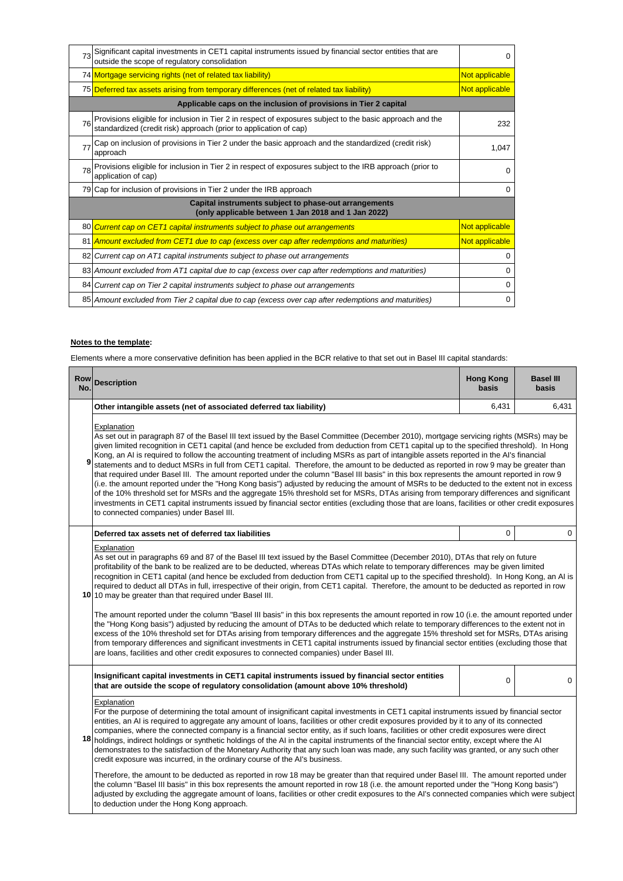| | | |
|---|---|---|
| 73 | Significant capital investments in CET1 capital instruments issued by financial sector entities that are outside the scope of regulatory consolidation | 0 |
| 74 | Mortgage servicing rights (net of related tax liability) | Not applicable |
| 75 | Deferred tax assets arising from temporary differences (net of related tax liability) | Not applicable |
| | **Applicable caps on the inclusion of provisions in Tier 2 capital** | |
| 76 | Provisions eligible for inclusion in Tier 2 in respect of exposures subject to the basic approach and the standardized (credit risk) approach (prior to application of cap) | 232 |
| 77 | Cap on inclusion of provisions in Tier 2 under the basic approach and the standardized (credit risk) approach | 1,047 |
| 78 | Provisions eligible for inclusion in Tier 2 in respect of exposures subject to the IRB approach (prior to application of cap) | 0 |
| 79 | Cap for inclusion of provisions in Tier 2 under the IRB approach | 0 |
| | **Capital instruments subject to phase-out arrangements (only applicable between 1 Jan 2018 and 1 Jan 2022)** | |
| 80 | *Current cap on CET1 capital instruments subject to phase out arrangements* | Not applicable |
| 81 | *Amount excluded from CET1 due to cap (excess over cap after redemptions and maturities)* | Not applicable |
| 82 | *Current cap on AT1 capital instruments subject to phase out arrangements* | 0 |
| 83 | *Amount excluded from AT1 capital due to cap (excess over cap after redemptions and maturities)* | 0 |
| 84 | *Current cap on Tier 2 capital instruments subject to phase out arrangements* | 0 |
| 85 | *Amount excluded from Tier 2 capital due to cap (excess over cap after redemptions and maturities)* | 0 |

**Notes to the template:**

Elements where a more conservative definition has been applied in the BCR relative to that set out in Basel III capital standards:

| Row No. | Description | Hong Kong basis | Basel III basis |
|---|---|---|---|
| 9 | **Other intangible assets (net of associated deferred tax liability)** | 6,431 | 6,431 |
| | Explanation<br>As set out in paragraph 87 of the Basel III text issued by the Basel Committee (December 2010), mortgage servicing rights (MSRs) may be given limited recognition in CET1 capital (and hence be excluded from deduction from CET1 capital up to the specified threshold). In Hong Kong, an AI is required to follow the accounting treatment of including MSRs as part of intangible assets reported in the AI's financial statements and to deduct MSRs in full from CET1 capital. Therefore, the amount to be deducted as reported in row 9 may be greater than that required under Basel III. The amount reported under the column "Basel III basis" in this box represents the amount reported in row 9 (i.e. the amount reported under the "Hong Kong basis") adjusted by reducing the amount of MSRs to be deducted to the extent not in excess of the 10% threshold set for MSRs and the aggregate 15% threshold set for MSRs, DTAs arising from temporary differences and significant investments in CET1 capital instruments issued by financial sector entities (excluding those that are loans, facilities or other credit exposures to connected companies) under Basel III. | | |
| 10 | **Deferred tax assets net of deferred tax liabilities** | 0 | 0 |
| | Explanation<br>As set out in paragraphs 69 and 87 of the Basel III text issued by the Basel Committee (December 2010), DTAs that rely on future profitability of the bank to be realized are to be deducted, whereas DTAs which relate to temporary differences may be given limited recognition in CET1 capital (and hence be excluded from deduction from CET1 capital up to the specified threshold). In Hong Kong, an AI is required to deduct all DTAs in full, irrespective of their origin, from CET1 capital. Therefore, the amount to be deducted as reported in row 10 may be greater than that required under Basel III.<br><br>The amount reported under the column "Basel III basis" in this box represents the amount reported in row 10 (i.e. the amount reported under the "Hong Kong basis") adjusted by reducing the amount of DTAs to be deducted which relate to temporary differences to the extent not in excess of the 10% threshold set for DTAs arising from temporary differences and the aggregate 15% threshold set for MSRs, DTAs arising from temporary differences and significant investments in CET1 capital instruments issued by financial sector entities (excluding those that are loans, facilities and other credit exposures to connected companies) under Basel III. | | |
| 18 | **Insignificant capital investments in CET1 capital instruments issued by financial sector entities that are outside the scope of regulatory consolidation (amount above 10% threshold)** | 0 | 0 |
| | Explanation<br>For the purpose of determining the total amount of insignificant capital investments in CET1 capital instruments issued by financial sector entities, an AI is required to aggregate any amount of loans, facilities or other credit exposures provided by it to any of its connected companies, where the connected company is a financial sector entity, as if such loans, facilities or other credit exposures were direct holdings, indirect holdings or synthetic holdings of the AI in the capital instruments of the financial sector entity, except where the AI demonstrates to the satisfaction of the Monetary Authority that any such loan was made, any such facility was granted, or any such other credit exposure was incurred, in the ordinary course of the AI's business.<br><br>Therefore, the amount to be deducted as reported in row 18 may be greater than that required under Basel III. The amount reported under the column "Basel III basis" in this box represents the amount reported in row 18 (i.e. the amount reported under the "Hong Kong basis") adjusted by excluding the aggregate amount of loans, facilities or other credit exposures to the AI's connected companies which were subject to deduction under the Hong Kong approach. | | |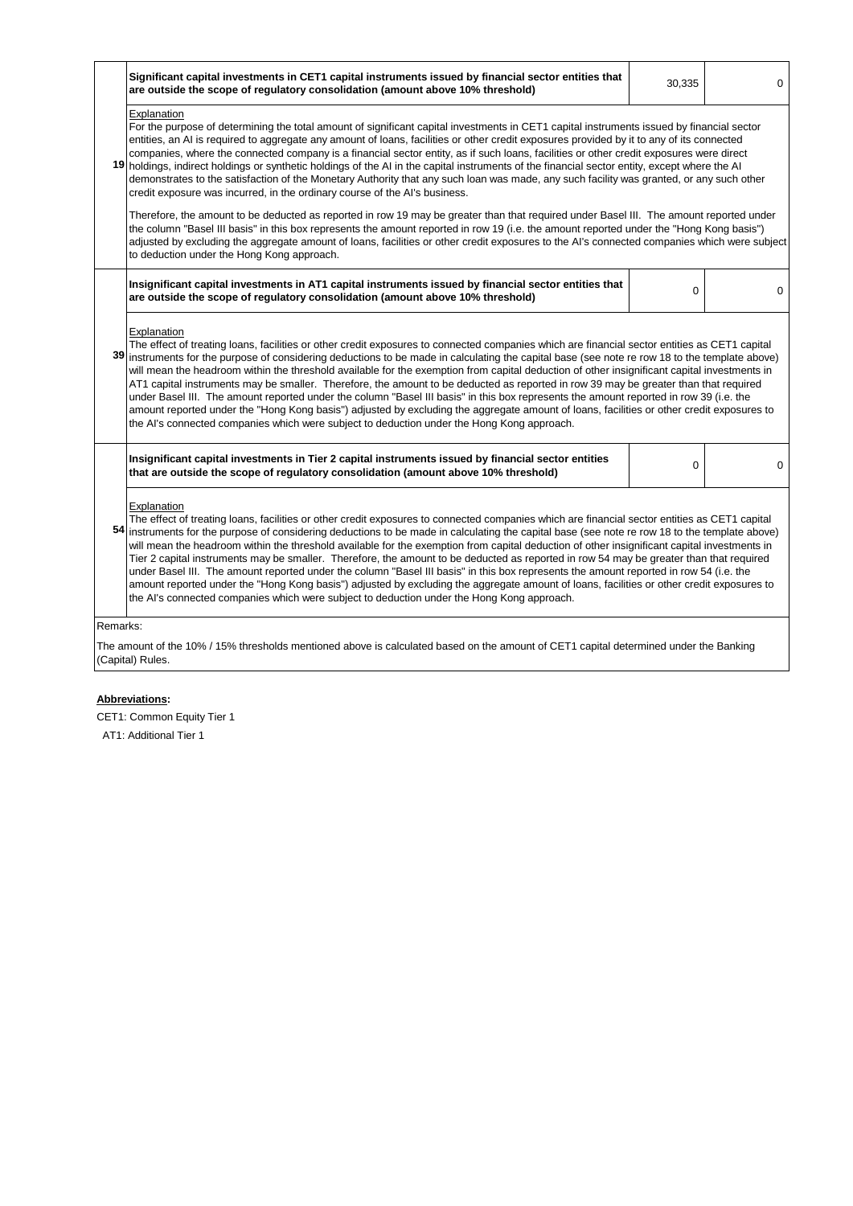| | | | |
|---|---|---|---|
| **19** | **Significant capital investments in CET1 capital instruments issued by financial sector entities that are outside the scope of regulatory consolidation (amount above 10% threshold)** | 30,335 | 0 |
| | Explanation<br>For the purpose of determining the total amount of significant capital investments in CET1 capital instruments issued by financial sector entities, an AI is required to aggregate any amount of loans, facilities or other credit exposures provided by it to any of its connected companies, where the connected company is a financial sector entity, as if such loans, facilities or other credit exposures were direct holdings, indirect holdings or synthetic holdings of the AI in the capital instruments of the financial sector entity, except where the AI demonstrates to the satisfaction of the Monetary Authority that any such loan was made, any such facility was granted, or any such other credit exposure was incurred, in the ordinary course of the AI's business.<br><br>Therefore, the amount to be deducted as reported in row 19 may be greater than that required under Basel III. The amount reported under the column "Basel III basis" in this box represents the amount reported in row 19 (i.e. the amount reported under the "Hong Kong basis") adjusted by excluding the aggregate amount of loans, facilities or other credit exposures to the AI's connected companies which were subject to deduction under the Hong Kong approach. | | |
| **39** | **Insignificant capital investments in AT1 capital instruments issued by financial sector entities that are outside the scope of regulatory consolidation (amount above 10% threshold)** | 0 | 0 |
| | Explanation<br>The effect of treating loans, facilities or other credit exposures to connected companies which are financial sector entities as CET1 capital instruments for the purpose of considering deductions to be made in calculating the capital base (see note re row 18 to the template above) will mean the headroom within the threshold available for the exemption from capital deduction of other insignificant capital investments in AT1 capital instruments may be smaller. Therefore, the amount to be deducted as reported in row 39 may be greater than that required under Basel III. The amount reported under the column "Basel III basis" in this box represents the amount reported in row 39 (i.e. the amount reported under the "Hong Kong basis") adjusted by excluding the aggregate amount of loans, facilities or other credit exposures to the AI's connected companies which were subject to deduction under the Hong Kong approach. | | |
| **54** | **Insignificant capital investments in Tier 2 capital instruments issued by financial sector entities that are outside the scope of regulatory consolidation (amount above 10% threshold)** | 0 | 0 |
| | Explanation<br>The effect of treating loans, facilities or other credit exposures to connected companies which are financial sector entities as CET1 capital instruments for the purpose of considering deductions to be made in calculating the capital base (see note re row 18 to the template above) will mean the headroom within the threshold available for the exemption from capital deduction of other insignificant capital investments in Tier 2 capital instruments may be smaller. Therefore, the amount to be deducted as reported in row 54 may be greater than that required under Basel III. The amount reported under the column "Basel III basis" in this box represents the amount reported in row 54 (i.e. the amount reported under the "Hong Kong basis") adjusted by excluding the aggregate amount of loans, facilities or other credit exposures to the AI's connected companies which were subject to deduction under the Hong Kong approach. | | |

Remarks:

The amount of the 10% / 15% thresholds mentioned above is calculated based on the amount of CET1 capital determined under the Banking (Capital) Rules.

**Abbreviations:**

CET1: Common Equity Tier 1

AT1: Additional Tier 1